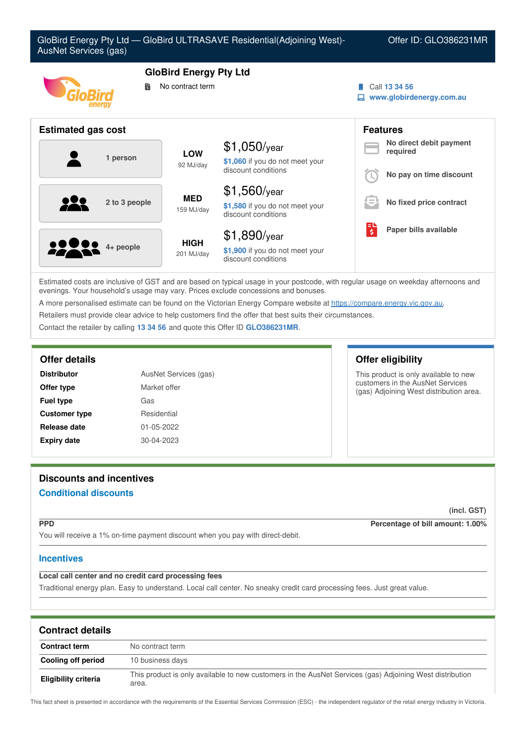GloBird Energy Pty Ltd — GloBird ULTRASAVE Residential(Adjoining West)-AusNet Services (gas)

Offer ID: GLO386231MR

# GloBird Energy Pty Ltd

No contract term

Call 13 34 56
www.globirdenergy.com.au

## Estimated gas cost

| Household | Usage | Estimated cost |
|---|---|---|
| 1 person | LOW 92 MJ/day | $1,050/year — $1,060 if you do not meet your discount conditions |
| 2 to 3 people | MED 159 MJ/day | $1,560/year — $1,580 if you do not meet your discount conditions |
| 4+ people | HIGH 201 MJ/day | $1,890/year — $1,900 if you do not meet your discount conditions |

## Features

- No direct debit payment required
- No pay on time discount
- No fixed price contract
- Paper bills available

Estimated costs are inclusive of GST and are based on typical usage in your postcode, with regular usage on weekday afternoons and evenings. Your household's usage may vary. Prices exclude concessions and bonuses.

A more personalised estimate can be found on the Victorian Energy Compare website at https://compare.energy.vic.gov.au.

Retailers must provide clear advice to help customers find the offer that best suits their circumstances.

Contact the retailer by calling 13 34 56 and quote this Offer ID GLO386231MR.

## Offer details

| | |
|---|---|
| **Distributor** | AusNet Services (gas) |
| **Offer type** | Market offer |
| **Fuel type** | Gas |
| **Customer type** | Residential |
| **Release date** | 01-05-2022 |
| **Expiry date** | 30-04-2023 |

## Offer eligibility

This product is only available to new customers in the AusNet Services (gas) Adjoining West distribution area.

## Discounts and incentives

### Conditional discounts

(incl. GST)

**PPD** — **Percentage of bill amount: 1.00%**

You will receive a 1% on-time payment discount when you pay with direct-debit.

### Incentives

**Local call center and no credit card processing fees**

Traditional energy plan. Easy to understand. Local call center. No sneaky credit card processing fees. Just great value.

## Contract details

| | |
|---|---|
| **Contract term** | No contract term |
| **Cooling off period** | 10 business days |
| **Eligibility criteria** | This product is only available to new customers in the AusNet Services (gas) Adjoining West distribution area. |

This fact sheet is presented in accordance with the requirements of the Essential Services Commission (ESC) - the independent regulator of the retail energy industry in Victoria.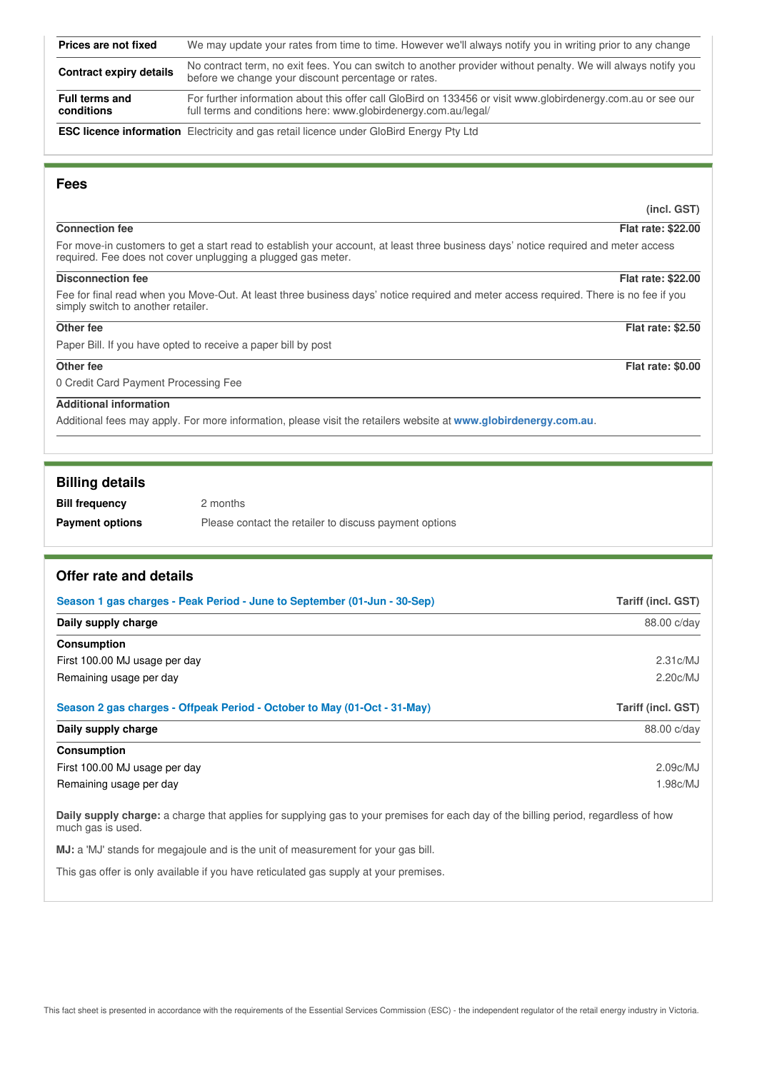| | |
|---|---|
| **Prices are not fixed** | We may update your rates from time to time. However we'll always notify you in writing prior to any change |
| **Contract expiry details** | No contract term, no exit fees. You can switch to another provider without penalty. We will always notify you before we change your discount percentage or rates. |
| **Full terms and conditions** | For further information about this offer call GloBird on 133456 or visit www.globirdenergy.com.au or see our full terms and conditions here: www.globirdenergy.com.au/legal/ |
| **ESC licence information** | Electricity and gas retail licence under GloBird Energy Pty Ltd |

## Fees

| | (incl. GST) |
|---|---|
| **Connection fee** | **Flat rate: $22.00** |

For move-in customers to get a start read to establish your account, at least three business days' notice required and meter access required. Fee does not cover unplugging a plugged gas meter.

| | |
|---|---|
| **Disconnection fee** | **Flat rate: $22.00** |

Fee for final read when you Move-Out. At least three business days' notice required and meter access required. There is no fee if you simply switch to another retailer.

| | |
|---|---|
| **Other fee** | **Flat rate: $2.50** |

Paper Bill. If you have opted to receive a paper bill by post

| | |
|---|---|
| **Other fee** | **Flat rate: $0.00** |

0 Credit Card Payment Processing Fee

**Additional information**

Additional fees may apply. For more information, please visit the retailers website at **www.globirdenergy.com.au**.

## Billing details

| | |
|---|---|
| **Bill frequency** | 2 months |
| **Payment options** | Please contact the retailer to discuss payment options |

## Offer rate and details

| Season 1 gas charges - Peak Period - June to September (01-Jun - 30-Sep) | Tariff (incl. GST) |
|---|---|
| **Daily supply charge** | 88.00 c/day |
| **Consumption** | |
| First 100.00 MJ usage per day | 2.31c/MJ |
| Remaining usage per day | 2.20c/MJ |

| Season 2 gas charges - Offpeak Period - October to May (01-Oct - 31-May) | Tariff (incl. GST) |
|---|---|
| **Daily supply charge** | 88.00 c/day |
| **Consumption** | |
| First 100.00 MJ usage per day | 2.09c/MJ |
| Remaining usage per day | 1.98c/MJ |

**Daily supply charge:** a charge that applies for supplying gas to your premises for each day of the billing period, regardless of how much gas is used.

**MJ:** a 'MJ' stands for megajoule and is the unit of measurement for your gas bill.

This gas offer is only available if you have reticulated gas supply at your premises.

This fact sheet is presented in accordance with the requirements of the Essential Services Commission (ESC) - the independent regulator of the retail energy industry in Victoria.